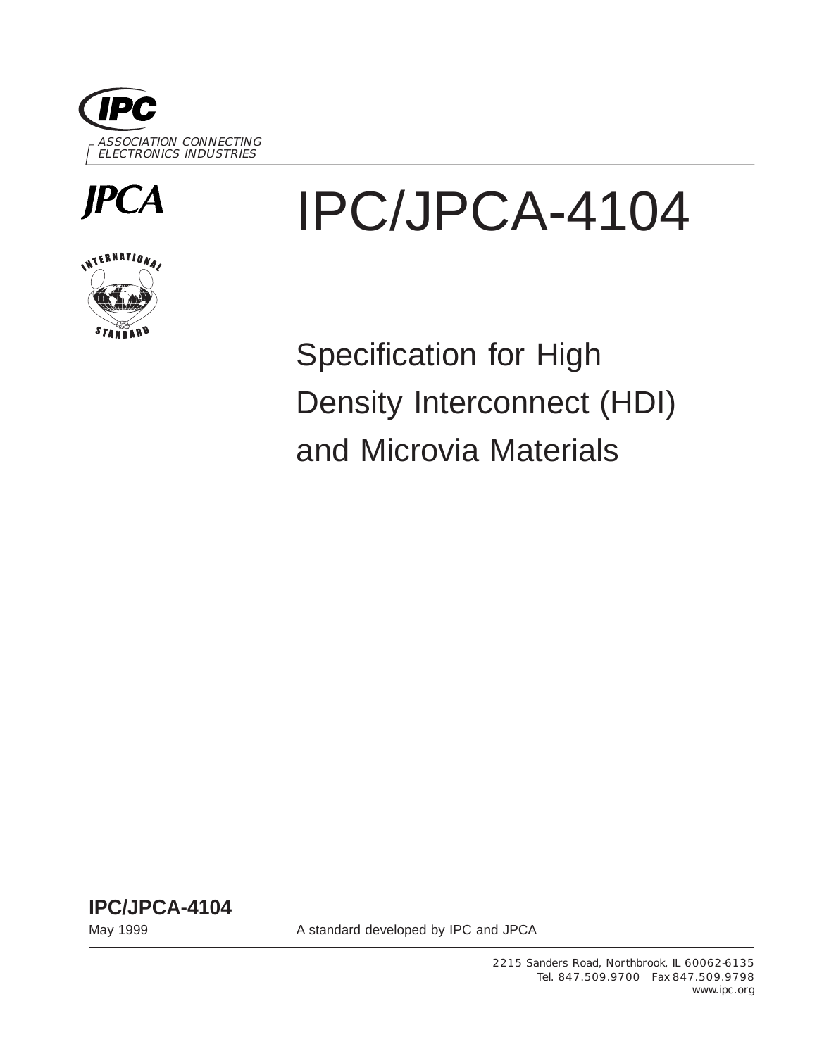IPC

ASSOCIATION CONNECTING ELECTRONICS INDUSTRIES

JPCA

# IPC/JPCA-4104

INTERNATIONAL STANDARD

## Specification for High Density Interconnect (HDI) and Microvia Materials

**IPC/JPCA-4104**

May 1999

A standard developed by IPC and JPCA

2215 Sanders Road, Northbrook, IL 60062-6135
Tel. 847.509.9700 Fax 847.509.9798
www.ipc.org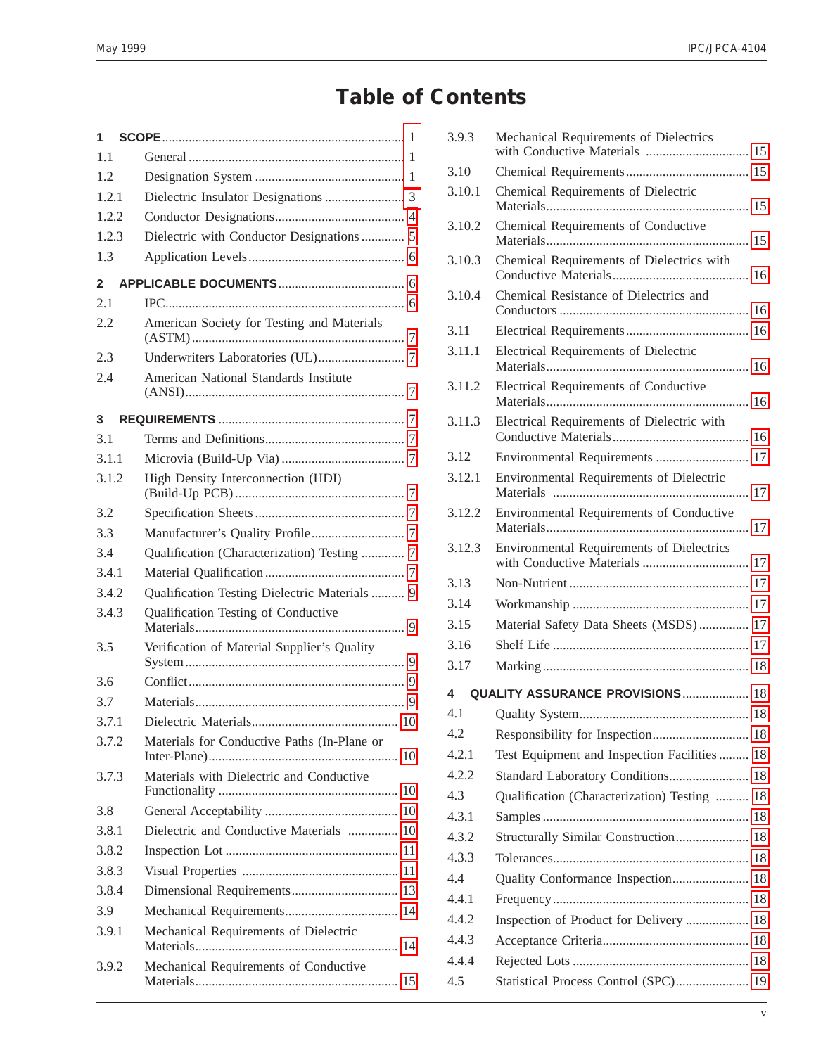# Table of Contents

**1 SCOPE** ........ 1

1.1 General ........ 1

1.2 Designation System ........ 1

1.2.1 Dielectric Insulator Designations ........ 3

1.2.2 Conductor Designations ........ 4

1.2.3 Dielectric with Conductor Designations ........ 5

1.3 Application Levels ........ 6

**2 APPLICABLE DOCUMENTS** ........ 6

2.1 IPC ........ 6

2.2 American Society for Testing and Materials (ASTM) ........ 7

2.3 Underwriters Laboratories (UL) ........ 7

2.4 American National Standards Institute (ANSI) ........ 7

**3 REQUIREMENTS** ........ 7

3.1 Terms and Definitions ........ 7

3.1.1 Microvia (Build-Up Via) ........ 7

3.1.2 High Density Interconnection (HDI) (Build-Up PCB) ........ 7

3.2 Specification Sheets ........ 7

3.3 Manufacturer's Quality Profile ........ 7

3.4 Qualification (Characterization) Testing ........ 7

3.4.1 Material Qualification ........ 7

3.4.2 Qualification Testing Dielectric Materials ........ 9

3.4.3 Qualification Testing of Conductive Materials ........ 9

3.5 Verification of Material Supplier's Quality System ........ 9

3.6 Conflict ........ 9

3.7 Materials ........ 9

3.7.1 Dielectric Materials ........ 10

3.7.2 Materials for Conductive Paths (In-Plane or Inter-Plane) ........ 10

3.7.3 Materials with Dielectric and Conductive Functionality ........ 10

3.8 General Acceptability ........ 10

3.8.1 Dielectric and Conductive Materials ........ 10

3.8.2 Inspection Lot ........ 11

3.8.3 Visual Properties ........ 11

3.8.4 Dimensional Requirements ........ 13

3.9 Mechanical Requirements ........ 14

3.9.1 Mechanical Requirements of Dielectric Materials ........ 14

3.9.2 Mechanical Requirements of Conductive Materials ........ 15

3.9.3 Mechanical Requirements of Dielectrics with Conductive Materials ........ 15

3.10 Chemical Requirements ........ 15

3.10.1 Chemical Requirements of Dielectric Materials ........ 15

3.10.2 Chemical Requirements of Conductive Materials ........ 15

3.10.3 Chemical Requirements of Dielectrics with Conductive Materials ........ 16

3.10.4 Chemical Resistance of Dielectrics and Conductors ........ 16

3.11 Electrical Requirements ........ 16

3.11.1 Electrical Requirements of Dielectric Materials ........ 16

3.11.2 Electrical Requirements of Conductive Materials ........ 16

3.11.3 Electrical Requirements of Dielectric with Conductive Materials ........ 16

3.12 Environmental Requirements ........ 17

3.12.1 Environmental Requirements of Dielectric Materials ........ 17

3.12.2 Environmental Requirements of Conductive Materials ........ 17

3.12.3 Environmental Requirements of Dielectrics with Conductive Materials ........ 17

3.13 Non-Nutrient ........ 17

3.14 Workmanship ........ 17

3.15 Material Safety Data Sheets (MSDS) ........ 17

3.16 Shelf Life ........ 17

3.17 Marking ........ 18

**4 QUALITY ASSURANCE PROVISIONS** ........ 18

4.1 Quality System ........ 18

4.2 Responsibility for Inspection ........ 18

4.2.1 Test Equipment and Inspection Facilities ........ 18

4.2.2 Standard Laboratory Conditions ........ 18

4.3 Qualification (Characterization) Testing ........ 18

4.3.1 Samples ........ 18

4.3.2 Structurally Similar Construction ........ 18

4.3.3 Tolerances ........ 18

4.4 Quality Conformance Inspection ........ 18

4.4.1 Frequency ........ 18

4.4.2 Inspection of Product for Delivery ........ 18

4.4.3 Acceptance Criteria ........ 18

4.4.4 Rejected Lots ........ 18

4.5 Statistical Process Control (SPC) ........ 19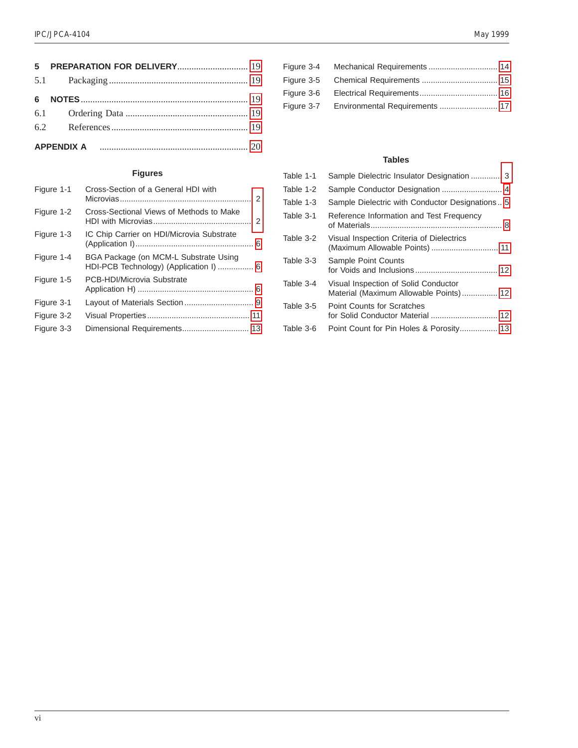**5 PREPARATION FOR DELIVERY** .............................. 19

5.1 Packaging ........................................................... 19

**6 NOTES** ....................................................................... 19

6.1 Ordering Data .................................................... 19

6.2 References .......................................................... 19

**APPENDIX A** ............................................................... 20

### Figures

| | | |
|---|---|---|
| Figure 1-1 | Cross-Section of a General HDI with Microvias | 2 |
| Figure 1-2 | Cross-Sectional Views of Methods to Make HDI with Microvias | 2 |
| Figure 1-3 | IC Chip Carrier on HDI/Microvia Substrate (Application I) | 6 |
| Figure 1-4 | BGA Package (on MCM-L Substrate Using HDI-PCB Technology) (Application I) | 6 |
| Figure 1-5 | PCB-HDI/Microvia Substrate Application H) | 6 |
| Figure 3-1 | Layout of Materials Section | 9 |
| Figure 3-2 | Visual Properties | 11 |
| Figure 3-3 | Dimensional Requirements | 13 |
| Figure 3-4 | Mechanical Requirements | 14 |
| Figure 3-5 | Chemical Requirements | 15 |
| Figure 3-6 | Electrical Requirements | 16 |
| Figure 3-7 | Environmental Requirements | 17 |

### Tables

| | | |
|---|---|---|
| Table 1-1 | Sample Dielectric Insulator Designation | 3 |
| Table 1-2 | Sample Conductor Designation | 4 |
| Table 1-3 | Sample Dielectric with Conductor Designations | 5 |
| Table 3-1 | Reference Information and Test Frequency of Materials | 8 |
| Table 3-2 | Visual Inspection Criteria of Dielectrics (Maximum Allowable Points) | 11 |
| Table 3-3 | Sample Point Counts for Voids and Inclusions | 12 |
| Table 3-4 | Visual Inspection of Solid Conductor Material (Maximum Allowable Points) | 12 |
| Table 3-5 | Point Counts for Scratches for Solid Conductor Material | 12 |
| Table 3-6 | Point Count for Pin Holes & Porosity | 13 |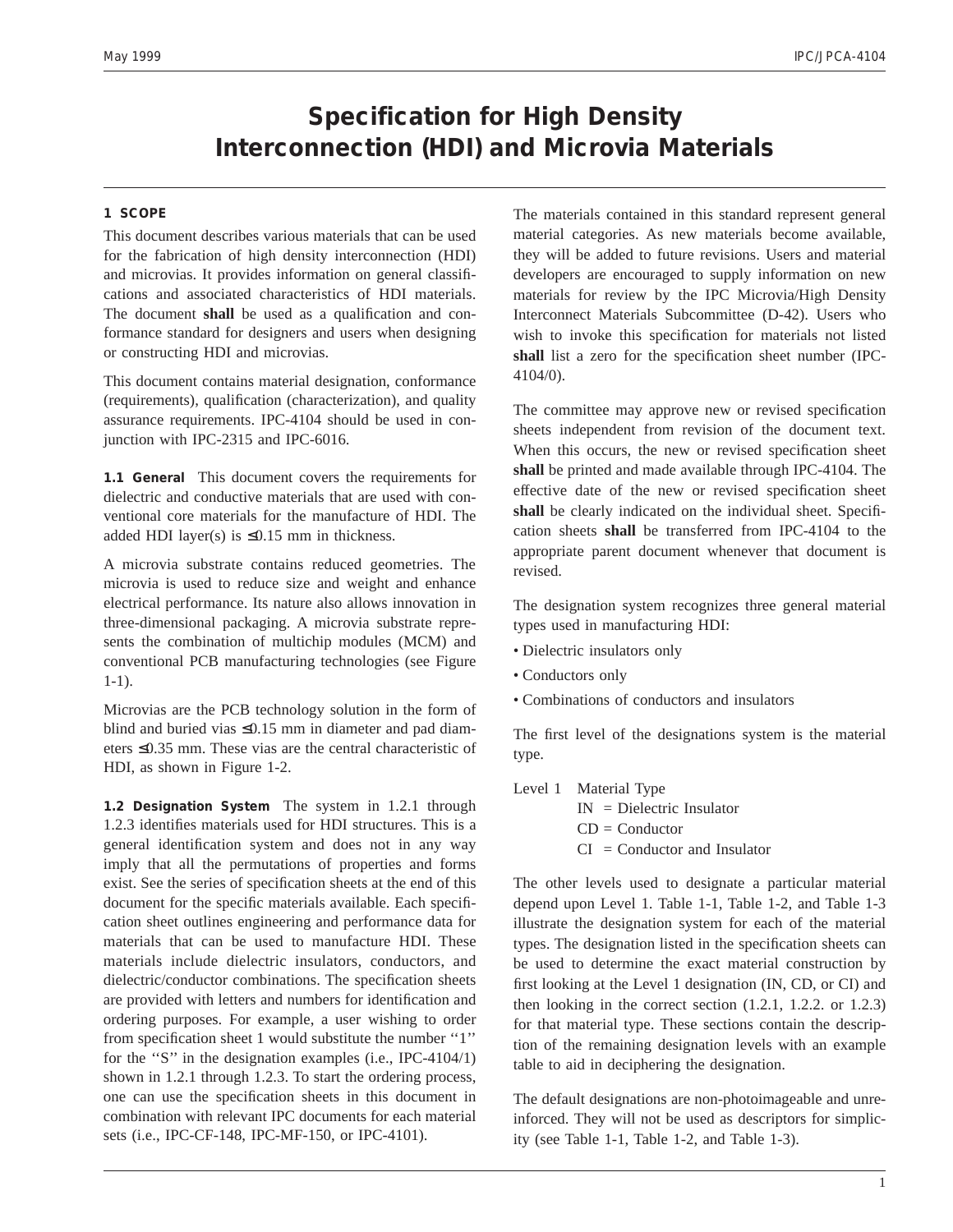# Specification for High Density Interconnection (HDI) and Microvia Materials

## 1 SCOPE

This document describes various materials that can be used for the fabrication of high density interconnection (HDI) and microvias. It provides information on general classifications and associated characteristics of HDI materials. The document **shall** be used as a qualification and conformance standard for designers and users when designing or constructing HDI and microvias.

This document contains material designation, conformance (requirements), qualification (characterization), and quality assurance requirements. IPC-4104 should be used in conjunction with IPC-2315 and IPC-6016.

**1.1 General** This document covers the requirements for dielectric and conductive materials that are used with conventional core materials for the manufacture of HDI. The added HDI layer(s) is ≤0.15 mm in thickness.

A microvia substrate contains reduced geometries. The microvia is used to reduce size and weight and enhance electrical performance. Its nature also allows innovation in three-dimensional packaging. A microvia substrate represents the combination of multichip modules (MCM) and conventional PCB manufacturing technologies (see Figure 1-1).

Microvias are the PCB technology solution in the form of blind and buried vias ≤0.15 mm in diameter and pad diameters ≤0.35 mm. These vias are the central characteristic of HDI, as shown in Figure 1-2.

**1.2 Designation System** The system in 1.2.1 through 1.2.3 identifies materials used for HDI structures. This is a general identification system and does not in any way imply that all the permutations of properties and forms exist. See the series of specification sheets at the end of this document for the specific materials available. Each specification sheet outlines engineering and performance data for materials that can be used to manufacture HDI. These materials include dielectric insulators, conductors, and dielectric/conductor combinations. The specification sheets are provided with letters and numbers for identification and ordering purposes. For example, a user wishing to order from specification sheet 1 would substitute the number ''1'' for the ''S'' in the designation examples (i.e., IPC-4104/1) shown in 1.2.1 through 1.2.3. To start the ordering process, one can use the specification sheets in this document in combination with relevant IPC documents for each material sets (i.e., IPC-CF-148, IPC-MF-150, or IPC-4101).

The materials contained in this standard represent general material categories. As new materials become available, they will be added to future revisions. Users and material developers are encouraged to supply information on new materials for review by the IPC Microvia/High Density Interconnect Materials Subcommittee (D-42). Users who wish to invoke this specification for materials not listed **shall** list a zero for the specification sheet number (IPC-4104/0).

The committee may approve new or revised specification sheets independent from revision of the document text. When this occurs, the new or revised specification sheet **shall** be printed and made available through IPC-4104. The effective date of the new or revised specification sheet **shall** be clearly indicated on the individual sheet. Specification sheets **shall** be transferred from IPC-4104 to the appropriate parent document whenever that document is revised.

The designation system recognizes three general material types used in manufacturing HDI:

- Dielectric insulators only
- Conductors only
- Combinations of conductors and insulators

The first level of the designations system is the material type.

Level 1 Material Type
- IN = Dielectric Insulator
- CD = Conductor
- CI = Conductor and Insulator

The other levels used to designate a particular material depend upon Level 1. Table 1-1, Table 1-2, and Table 1-3 illustrate the designation system for each of the material types. The designation listed in the specification sheets can be used to determine the exact material construction by first looking at the Level 1 designation (IN, CD, or CI) and then looking in the correct section (1.2.1, 1.2.2. or 1.2.3) for that material type. These sections contain the description of the remaining designation levels with an example table to aid in deciphering the designation.

The default designations are non-photoimageable and unreinforced. They will not be used as descriptors for simplicity (see Table 1-1, Table 1-2, and Table 1-3).